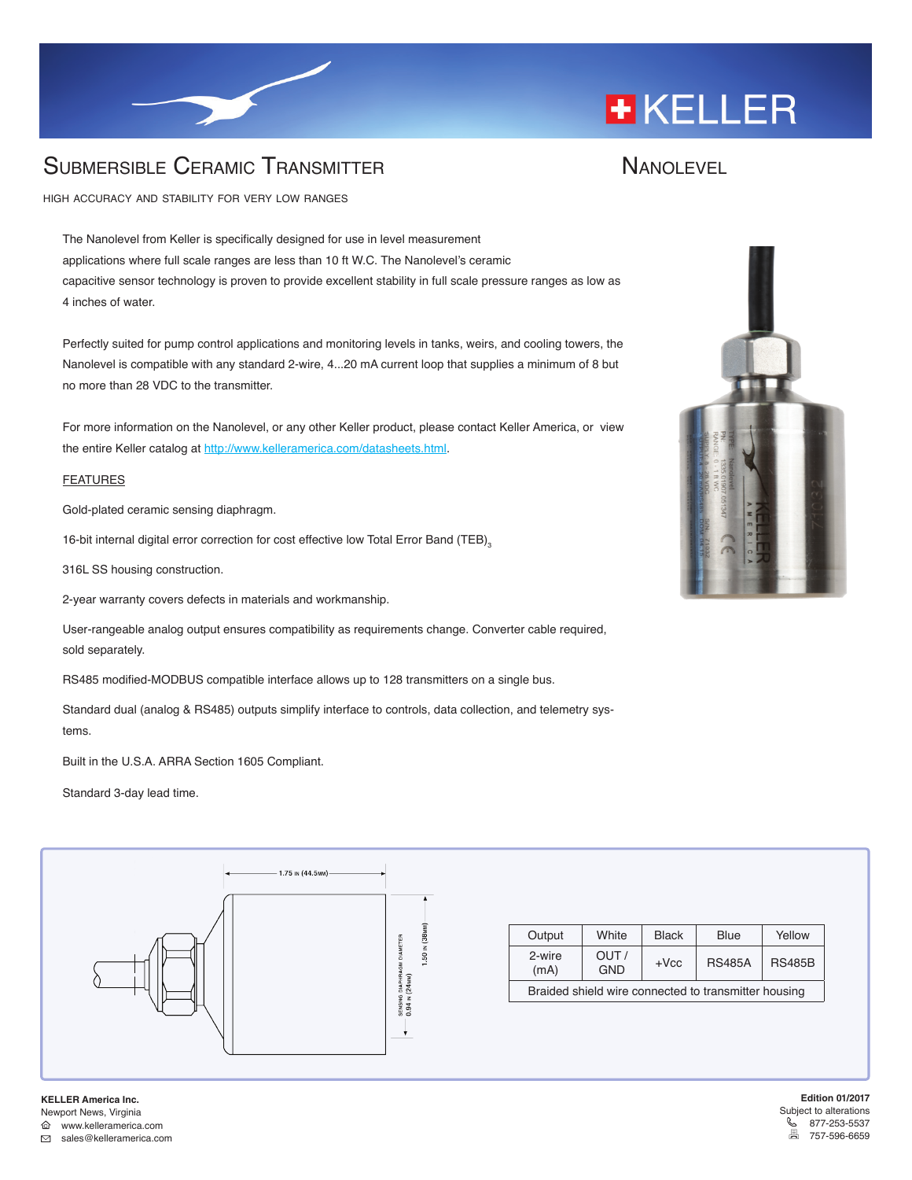# Submersible Ceramic Transmitter

# Nanolevel

HIGH ACCURACY AND STABILITY FOR VERY LOW RANGES

The Nanolevel from Keller is specifically designed for use in level measurement applications where full scale ranges are less than 10 ft W.C. The Nanolevel's ceramic capacitive sensor technology is proven to provide excellent stability in full scale pressure ranges as low as 4 inches of water.

Perfectly suited for pump control applications and monitoring levels in tanks, weirs, and cooling towers, the Nanolevel is compatible with any standard 2-wire, 4...20 mA current loop that supplies a minimum of 8 but no more than 28 VDC to the transmitter.

For more information on the Nanolevel, or any other Keller product, please contact Keller America, or view the entire Keller catalog at http://www.kelleramerica.com/datasheets.html.

## FEATURES

Gold-plated ceramic sensing diaphragm.

16-bit internal digital error correction for cost effective low Total Error Band (TEB)[3]

316L SS housing construction.

2-year warranty covers defects in materials and workmanship.

User-rangeable analog output ensures compatibility as requirements change. Converter cable required, sold separately.

RS485 modified-MODBUS compatible interface allows up to 128 transmitters on a single bus.

Standard dual (analog & RS485) outputs simplify interface to controls, data collection, and telemetry systems.

Built in the U.S.A. ARRA Section 1605 Compliant.

Standard 3-day lead time.

1.75 in (44.5mm)

1.50 in (38mm)

Sensing diaphragm diameter 0.94 in (24mm)

| Output | White | Black | Blue | Yellow |
|---|---|---|---|---|
| 2-wire (mA) | OUT / GND | +Vcc | RS485A | RS485B |
| Braided shield wire connected to transmitter housing | | | | |

**KELLER America Inc.**
Newport News, Virginia
www.kelleramerica.com
sales@kelleramerica.com

**Edition 01/2017**
Subject to alterations
877-253-5537
757-596-6659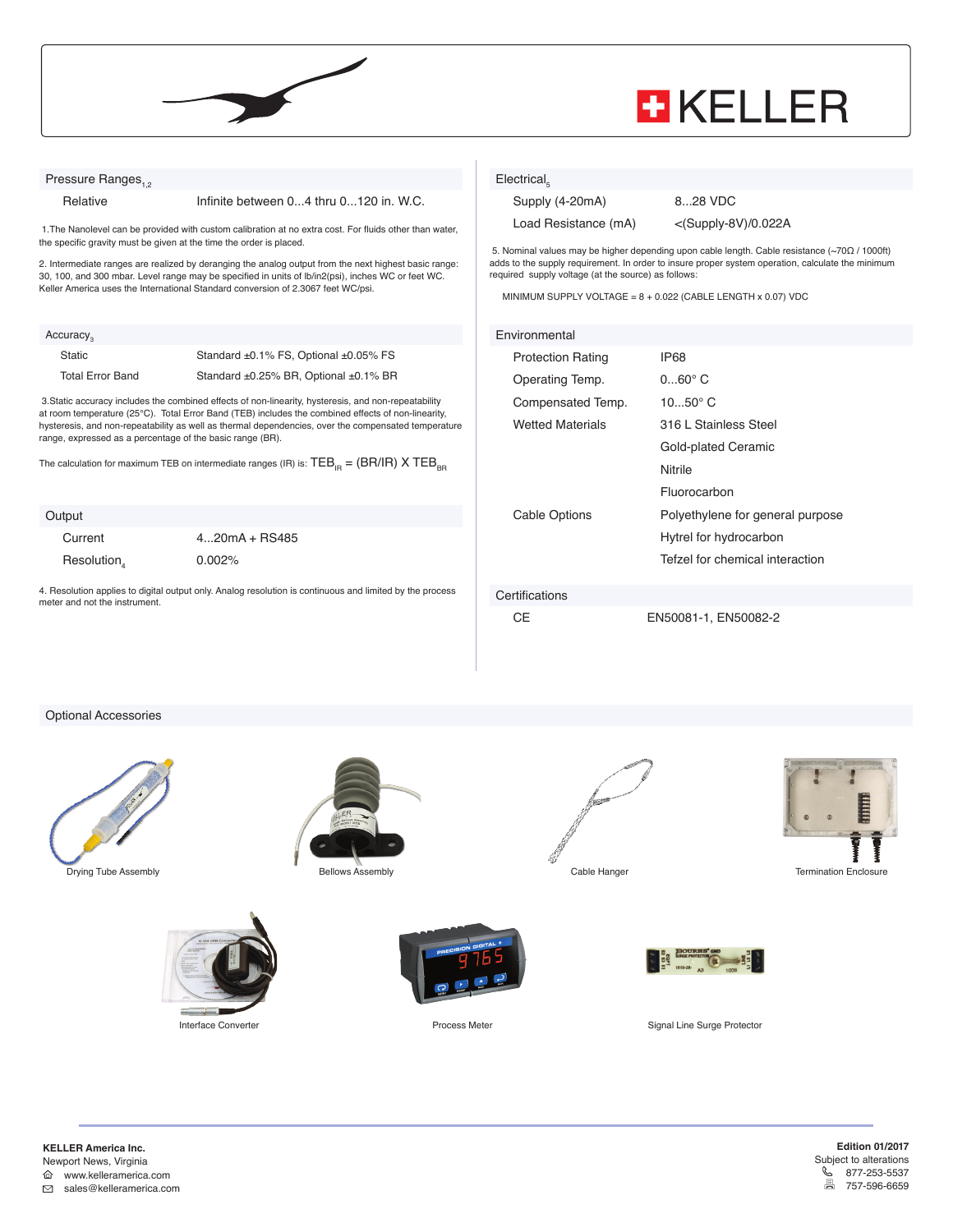## Pressure Ranges[1,2]

| | |
|---|---|
| Relative | Infinite between 0...4 thru 0...120 in. W.C. |

1. The Nanolevel can be provided with custom calibration at no extra cost. For fluids other than water, the specific gravity must be given at the time the order is placed.

2. Intermediate ranges are realized by deranging the analog output from the next highest basic range: 30, 100, and 300 mbar. Level range may be specified in units of lb/in2(psi), inches WC or feet WC. Keller America uses the International Standard conversion of 2.3067 feet WC/psi.

## Accuracy[3]

| | |
|---|---|
| Static | Standard ±0.1% FS, Optional ±0.05% FS |
| Total Error Band | Standard ±0.25% BR, Optional ±0.1% BR |

3. Static accuracy includes the combined effects of non-linearity, hysteresis, and non-repeatability at room temperature (25°C). Total Error Band (TEB) includes the combined effects of non-linearity, hysteresis, and non-repeatability as well as thermal dependencies, over the compensated temperature range, expressed as a percentage of the basic range (BR).

The calculation for maximum TEB on intermediate ranges (IR) is: $TEB_{IR} = (BR/IR) \times TEB_{BR}$

## Output

| | |
|---|---|
| Current | 4...20mA + RS485 |
| Resolution[4] | 0.002% |

4. Resolution applies to digital output only. Analog resolution is continuous and limited by the process meter and not the instrument.

## Electrical[5]

| | |
|---|---|
| Supply (4-20mA) | 8...28 VDC |
| Load Resistance (mA) | <(Supply-8V)/0.022A |

5. Nominal values may be higher depending upon cable length. Cable resistance (~70Ω / 1000ft) adds to the supply requirement. In order to insure proper system operation, calculate the minimum required supply voltage (at the source) as follows:

MINIMUM SUPPLY VOLTAGE = 8 + 0.022 (CABLE LENGTH x 0.07) VDC

## Environmental

| | |
|---|---|
| Protection Rating | IP68 |
| Operating Temp. | 0...60° C |
| Compensated Temp. | 10...50° C |
| Wetted Materials | 316 L Stainless Steel |
| | Gold-plated Ceramic |
| | Nitrile |
| | Fluorocarbon |
| Cable Options | Polyethylene for general purpose |
| | Hytrel for hydrocarbon |
| | Tefzel for chemical interaction |

## Certifications

| | |
|---|---|
| CE | EN50081-1, EN50082-2 |

## Optional Accessories

Drying Tube Assembly

Bellows Assembly

Cable Hanger

Termination Enclosure

Interface Converter

Process Meter

Signal Line Surge Protector

**KELLER America Inc.**
Newport News, Virginia
www.kelleramerica.com
sales@kelleramerica.com

**Edition 01/2017**
Subject to alterations
877-253-5537
757-596-6659